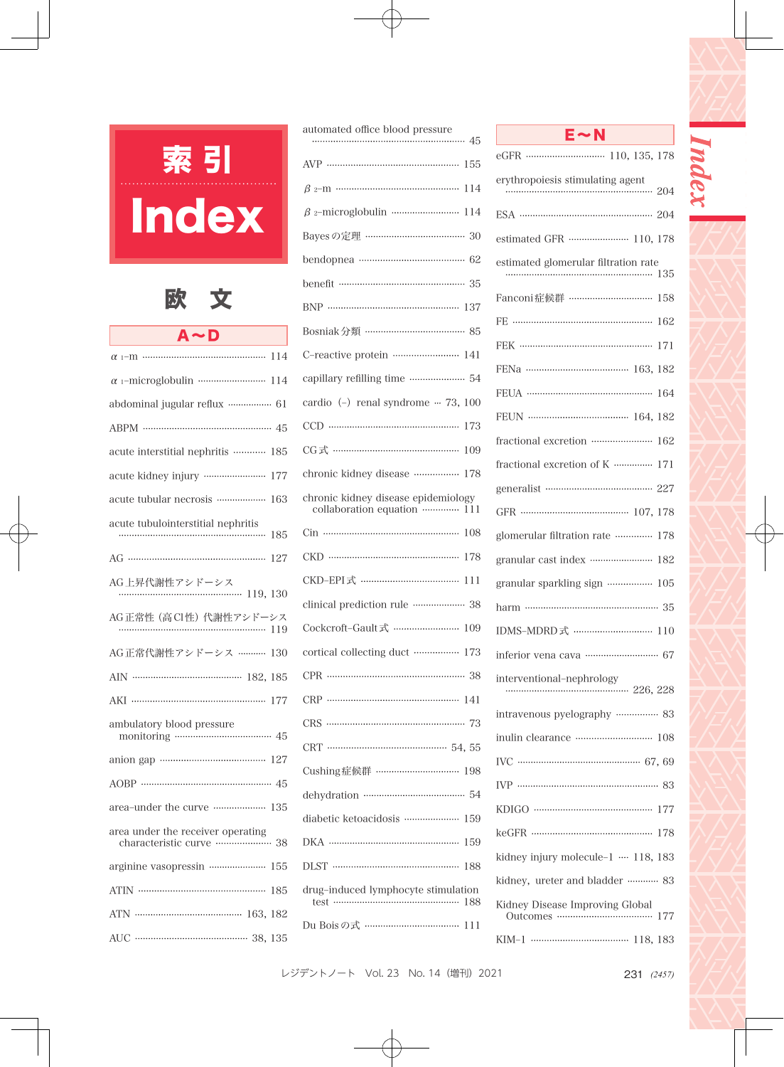# 索引 Index

## 欧文

### A〜D

- $\alpha_1$-m ··· 114
- $\alpha_1$-microglobulin ··· 114
- abdominal jugular reflux ··· 61
- ABPM ··· 45
- acute interstitial nephritis ··· 185
- acute kidney injury ··· 177
- acute tubular necrosis ··· 163
- acute tubulointerstitial nephritis ··· 185
- AG ··· 127
- AG上昇代謝性アシドーシス ··· 119, 130
- AG正常性（高Cl性）代謝性アシドーシス ··· 119
- AG正常代謝性アシドーシス ··· 130
- AIN ··· 182, 185
- AKI ··· 177
- ambulatory blood pressure monitoring ··· 45
- anion gap ··· 127
- AOBP ··· 45
- area-under the curve ··· 135
- area under the receiver operating characteristic curve ··· 38
- arginine vasopressin ··· 155
- ATIN ··· 185
- ATN ··· 163, 182
- AUC ··· 38, 135
- automated office blood pressure ··· 45
- AVP ··· 155
- $\beta_2$-m ··· 114
- $\beta_2$-microglobulin ··· 114
- Bayesの定理 ··· 30
- bendopnea ··· 62
- benefit ··· 35
- BNP ··· 137
- Bosniak分類 ··· 85
- C-reactive protein ··· 141
- capillary refilling time ··· 54
- cardio（-）renal syndrome ··· 73, 100
- CCD ··· 173
- CG式 ··· 109
- chronic kidney disease ··· 178
- chronic kidney disease epidemiology collaboration equation ··· 111
- Cin ··· 108
- CKD ··· 178
- CKD-EPI式 ··· 111
- clinical prediction rule ··· 38
- Cockcroft-Gault式 ··· 109
- cortical collecting duct ··· 173
- CPR ··· 38
- CRP ··· 141
- CRS ··· 73
- CRT ··· 54, 55
- Cushing症候群 ··· 198
- dehydration ··· 54
- diabetic ketoacidosis ··· 159
- DKA ··· 159
- DLST ··· 188
- drug-induced lymphocyte stimulation test ··· 188
- Du Boisの式 ··· 111

### E〜N

- eGFR ··· 110, 135, 178
- erythropoiesis stimulating agent ··· 204
- ESA ··· 204
- estimated GFR ··· 110, 178
- estimated glomerular filtration rate ··· 135
- Fanconi症候群 ··· 158
- FE ··· 162
- FEK ··· 171
- FENa ··· 163, 182
- FEUA ··· 164
- FEUN ··· 164, 182
- fractional excretion ··· 162
- fractional excretion of K ··· 171
- generalist ··· 227
- GFR ··· 107, 178
- glomerular filtration rate ··· 178
- granular cast index ··· 182
- granular sparkling sign ··· 105
- harm ··· 35
- IDMS-MDRD式 ··· 110
- inferior vena cava ··· 67
- interventional-nephrology ··· 226, 228
- intravenous pyelography ··· 83
- inulin clearance ··· 108
- IVC ··· 67, 69
- IVP ··· 83
- KDIGO ··· 177
- keGFR ··· 178
- kidney injury molecule-1 ··· 118, 183
- kidney, ureter and bladder ··· 83
- Kidney Disease Improving Global Outcomes ··· 177
- KIM-1 ··· 118, 183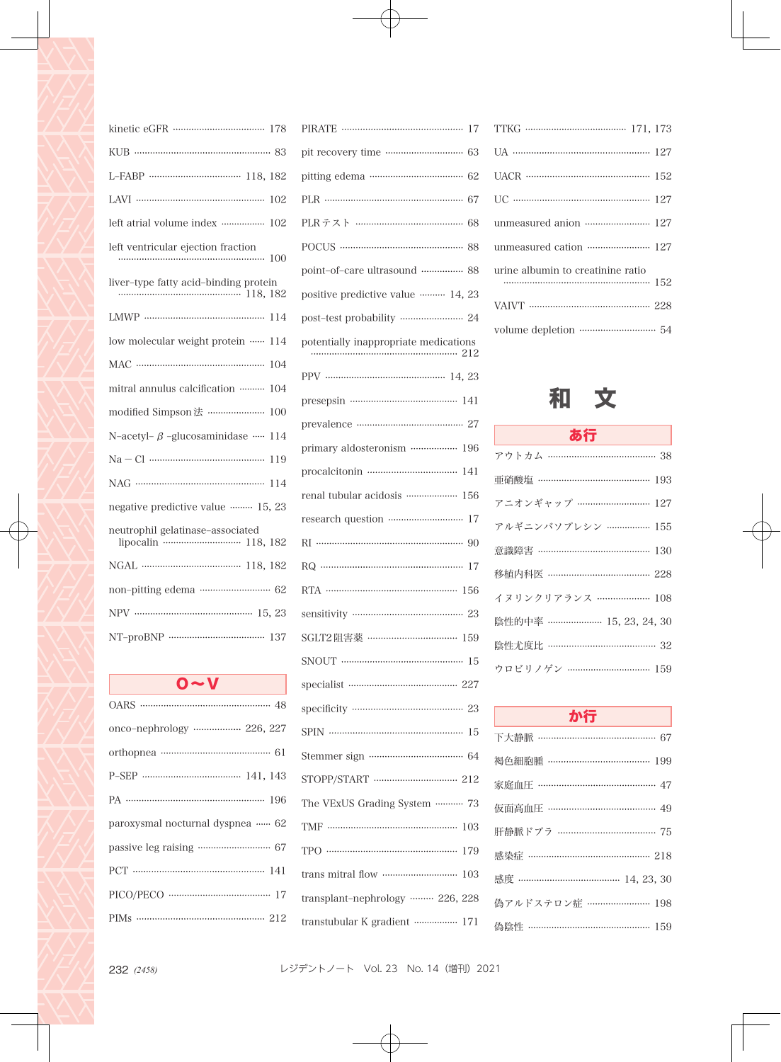kinetic eGFR ………… 178

KUB ………… 83

L-FABP ………… 118, 182

LAVI ………… 102

left atrial volume index ………… 102

left ventricular ejection fraction ………… 100

liver-type fatty acid-binding protein ………… 118, 182

LMWP ………… 114

low molecular weight protein ………… 114

MAC ………… 104

mitral annulus calcification ………… 104

modified Simpson法 ………… 100

N-acetyl- β -glucosaminidase ………… 114

Na－Cl ………… 119

NAG ………… 114

negative predictive value ………… 15, 23

neutrophil gelatinase-associated lipocalin ………… 118, 182

NGAL ………… 118, 182

non-pitting edema ………… 62

NPV ………… 15, 23

NT-proBNP ………… 137

## O～V

OARS ………… 48

onco-nephrology ………… 226, 227

orthopnea ………… 61

P-SEP ………… 141, 143

PA ………… 196

paroxysmal nocturnal dyspnea ………… 62

passive leg raising ………… 67

PCT ………… 141

PICO/PECO ………… 17

PIMs ………… 212

PIRATE ………… 17

pit recovery time ………… 63

pitting edema ………… 62

PLR ………… 67

PLRテスト ………… 68

POCUS ………… 88

point-of-care ultrasound ………… 88

positive predictive value ………… 14, 23

post-test probability ………… 24

potentially inappropriate medications ………… 212

PPV ………… 14, 23

presepsin ………… 141

prevalence ………… 27

primary aldosteronism ………… 196

procalcitonin ………… 141

renal tubular acidosis ………… 156

research question ………… 17

RI ………… 90

RQ ………… 17

RTA ………… 156

sensitivity ………… 23

SGLT2阻害薬 ………… 159

SNOUT ………… 15

specialist ………… 227

specificity ………… 23

SPIN ………… 15

Stemmer sign ………… 64

STOPP/START ………… 212

The VExUS Grading System ………… 73

TMF ………… 103

TPO ………… 179

trans mitral flow ………… 103

transplant-nephrology ………… 226, 228

transtubular K gradient ………… 171

TTKG ………… 171, 173

UA ………… 127

UACR ………… 152

UC ………… 127

unmeasured anion ………… 127

unmeasured cation ………… 127

urine albumin to creatinine ratio ………… 152

VAIVT ………… 228

volume depletion ………… 54

# 和　文

## あ行

アウトカム ………… 38

亜硝酸塩 ………… 193

アニオンギャップ ………… 127

アルギニンバソプレシン ………… 155

意識障害 ………… 130

移植内科医 ………… 228

イヌリンクリアランス ………… 108

陰性的中率 ………… 15, 23, 24, 30

陰性尤度比 ………… 32

ウロビリノゲン ………… 159

## か行

下大静脈 ………… 67

褐色細胞腫 ………… 199

家庭血圧 ………… 47

仮面高血圧 ………… 49

肝静脈ドプラ ………… 75

感染症 ………… 218

感度 ………… 14, 23, 30

偽アルドステロン症 ………… 198

偽陰性 ………… 159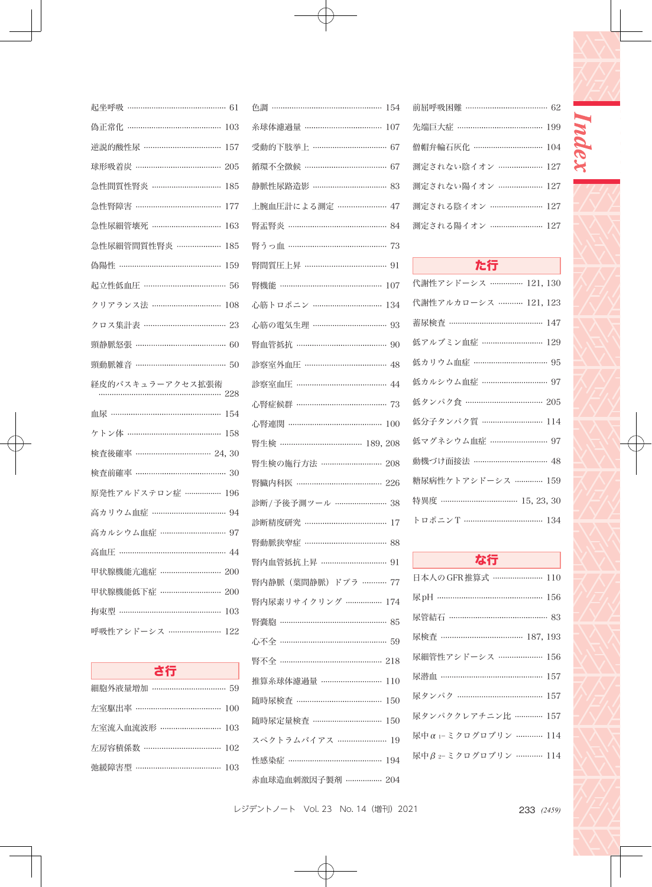起坐呼吸 ………… 61
偽正常化 ………… 103
逆説的酸性尿 ………… 157
球形吸着炭 ………… 205
急性間質性腎炎 ………… 185
急性腎障害 ………… 177
急性尿細管壊死 ………… 163
急性尿細管間質性腎炎 ………… 185
偽陽性 ………… 159
起立性低血圧 ………… 56
クリアランス法 ………… 108
クロス集計表 ………… 23
頸静脈怒張 ………… 60
頸動脈雑音 ………… 50
経皮的バスキュラーアクセス拡張術 ………… 228
血尿 ………… 154
ケトン体 ………… 158
検査後確率 ………… 24, 30
検査前確率 ………… 30
原発性アルドステロン症 ………… 196
高カリウム血症 ………… 94
高カルシウム血症 ………… 97
高血圧 ………… 44
甲状腺機能亢進症 ………… 200
甲状腺機能低下症 ………… 200
拘束型 ………… 103
呼吸性アシドーシス ………… 122

## さ行

細胞外液量増加 ………… 59
左室駆出率 ………… 100
左室流入血流波形 ………… 103
左房容積係数 ………… 102
弛緩障害型 ………… 103
色調 ………… 154
糸球体濾過量 ………… 107
受動的下肢挙上 ………… 67
循環不全徴候 ………… 67
静脈性尿路造影 ………… 83
上腕血圧計による測定 ………… 47
腎盂腎炎 ………… 84
腎うっ血 ………… 73
腎間質圧上昇 ………… 91
腎機能 ………… 107
心筋トロポニン ………… 134
心筋の電気生理 ………… 93
腎血管抵抗 ………… 90
診察室外血圧 ………… 48
診察室血圧 ………… 44
心腎症候群 ………… 73
心腎連関 ………… 100
腎生検 ………… 189, 208
腎生検の施行方法 ………… 208
腎臓内科医 ………… 226
診断/予後予測ツール ………… 38
診断精度研究 ………… 17
腎動脈狭窄症 ………… 88
腎内血管抵抗上昇 ………… 91
腎内静脈（葉間静脈）ドプラ ………… 77
腎内尿素リサイクリング ………… 174
腎嚢胞 ………… 85
心不全 ………… 59
腎不全 ………… 218
推算糸球体濾過量 ………… 110
随時尿検査 ………… 150
随時尿定量検査 ………… 150
スペクトラムバイアス ………… 19
性感染症 ………… 194
赤血球造血刺激因子製剤 ………… 204
前屈呼吸困難 ………… 62
先端巨大症 ………… 199
僧帽弁輪石灰化 ………… 104
測定されない陰イオン ………… 127
測定されない陽イオン ………… 127
測定される陰イオン ………… 127
測定される陽イオン ………… 127

## た行

代謝性アシドーシス ………… 121, 130
代謝性アルカローシス ………… 121, 123
蓄尿検査 ………… 147
低アルブミン血症 ………… 129
低カリウム血症 ………… 95
低カルシウム血症 ………… 97
低タンパク食 ………… 205
低分子タンパク質 ………… 114
低マグネシウム血症 ………… 97
動機づけ面接法 ………… 48
糖尿病性ケトアシドーシス ………… 159
特異度 ………… 15, 23, 30
トロポニンT ………… 134

## な行

日本人のGFR推算式 ………… 110
尿pH ………… 156
尿管結石 ………… 83
尿検査 ………… 187, 193
尿細管性アシドーシス ………… 156
尿潜血 ………… 157
尿タンパク ………… 157
尿タンパククレアチニン比 ………… 157
尿中$\alpha_1$-ミクログロブリン ………… 114
尿中$\beta_2$-ミクログロブリン ………… 114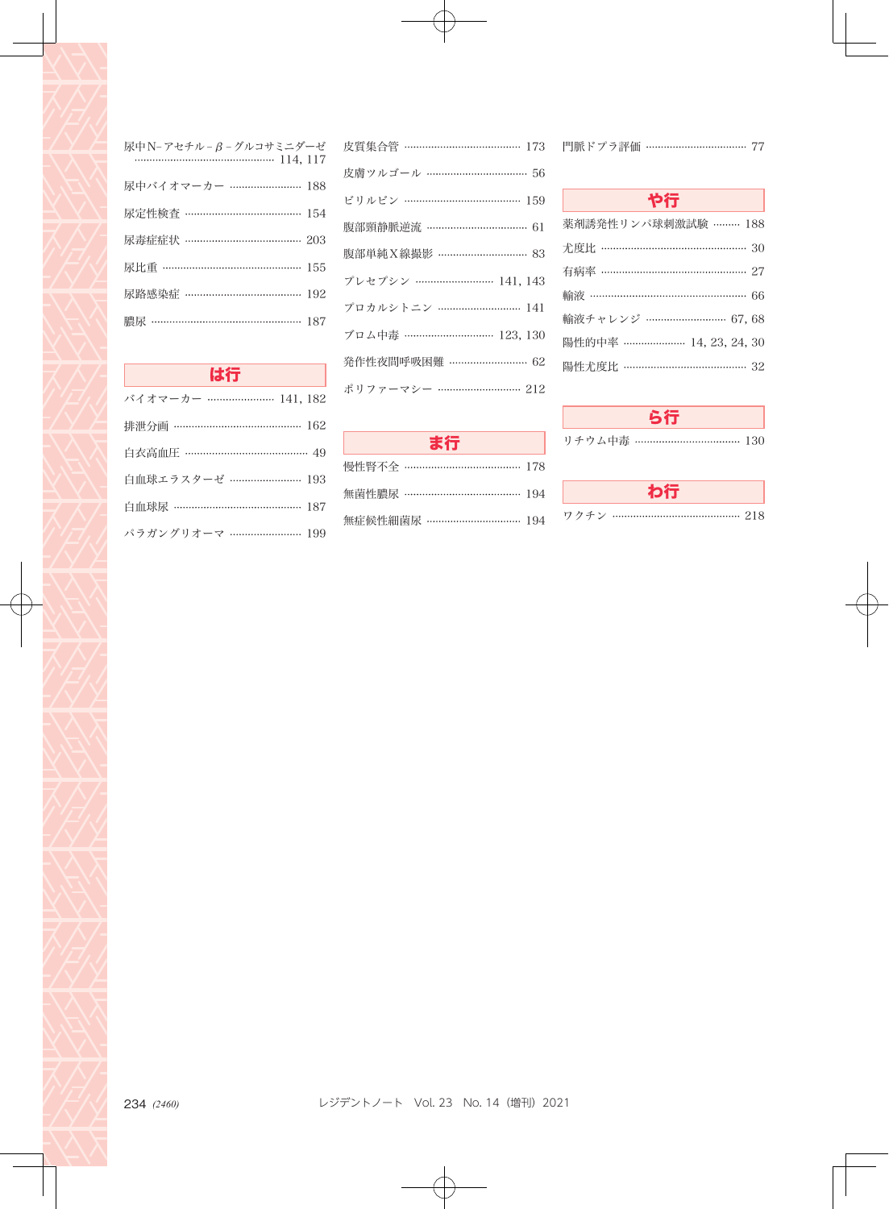尿中N－アセチル－β－グルコサミニダーゼ ……… 114, 117

尿中バイオマーカー ……… 188

尿定性検査 ……… 154

尿毒症症状 ……… 203

尿比重 ……… 155

尿路感染症 ……… 192

膿尿 ……… 187

## は行

バイオマーカー ……… 141, 182

排泄分画 ……… 162

白衣高血圧 ……… 49

白血球エラスターゼ ……… 193

白血球尿 ……… 187

パラガングリオーマ ……… 199

皮質集合管 ……… 173

皮膚ツルゴール ……… 56

ビリルビン ……… 159

腹部頸静脈逆流 ……… 61

腹部単純X線撮影 ……… 83

プレセプシン ……… 141, 143

プロカルシトニン ……… 141

ブロム中毒 ……… 123, 130

発作性夜間呼吸困難 ……… 62

ポリファーマシー ……… 212

## ま行

慢性腎不全 ……… 178

無菌性膿尿 ……… 194

無症候性細菌尿 ……… 194

門脈ドプラ評価 ……… 77

## や行

薬剤誘発性リンパ球刺激試験 ……… 188

尤度比 ……… 30

有病率 ……… 27

輸液 ……… 66

輸液チャレンジ ……… 67, 68

陽性的中率 ……… 14, 23, 24, 30

陽性尤度比 ……… 32

## ら行

リチウム中毒 ……… 130

## わ行

ワクチン ……… 218